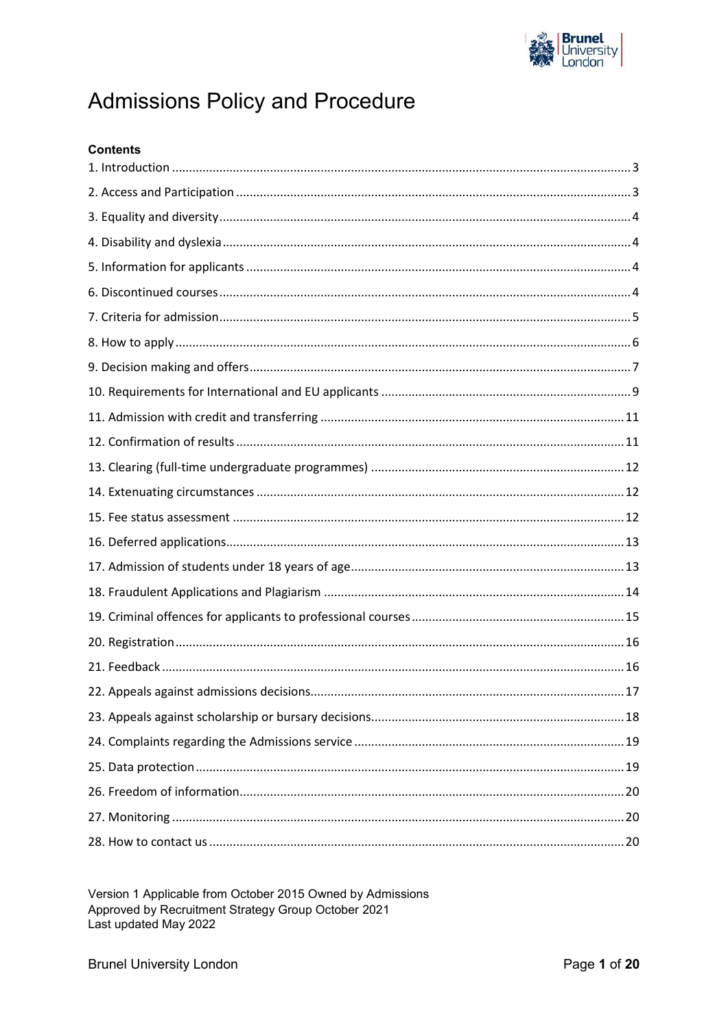# Admissions Policy and Procedure

**Contents**

1. Introduction ........ 3
2. Access and Participation ........ 3
3. Equality and diversity ........ 4
4. Disability and dyslexia ........ 4
5. Information for applicants ........ 4
6. Discontinued courses ........ 4
7. Criteria for admission ........ 5
8. How to apply ........ 6
9. Decision making and offers ........ 7
10. Requirements for International and EU applicants ........ 9
11. Admission with credit and transferring ........ 11
12. Confirmation of results ........ 11
13. Clearing (full-time undergraduate programmes) ........ 12
14. Extenuating circumstances ........ 12
15. Fee status assessment ........ 12
16. Deferred applications ........ 13
17. Admission of students under 18 years of age ........ 13
18. Fraudulent Applications and Plagiarism ........ 14
19. Criminal offences for applicants to professional courses ........ 15
20. Registration ........ 16
21. Feedback ........ 16
22. Appeals against admissions decisions ........ 17
23. Appeals against scholarship or bursary decisions ........ 18
24. Complaints regarding the Admissions service ........ 19
25. Data protection ........ 19
26. Freedom of information ........ 20
27. Monitoring ........ 20
28. How to contact us ........ 20

Version 1 Applicable from October 2015 Owned by Admissions
Approved by Recruitment Strategy Group October 2021
Last updated May 2022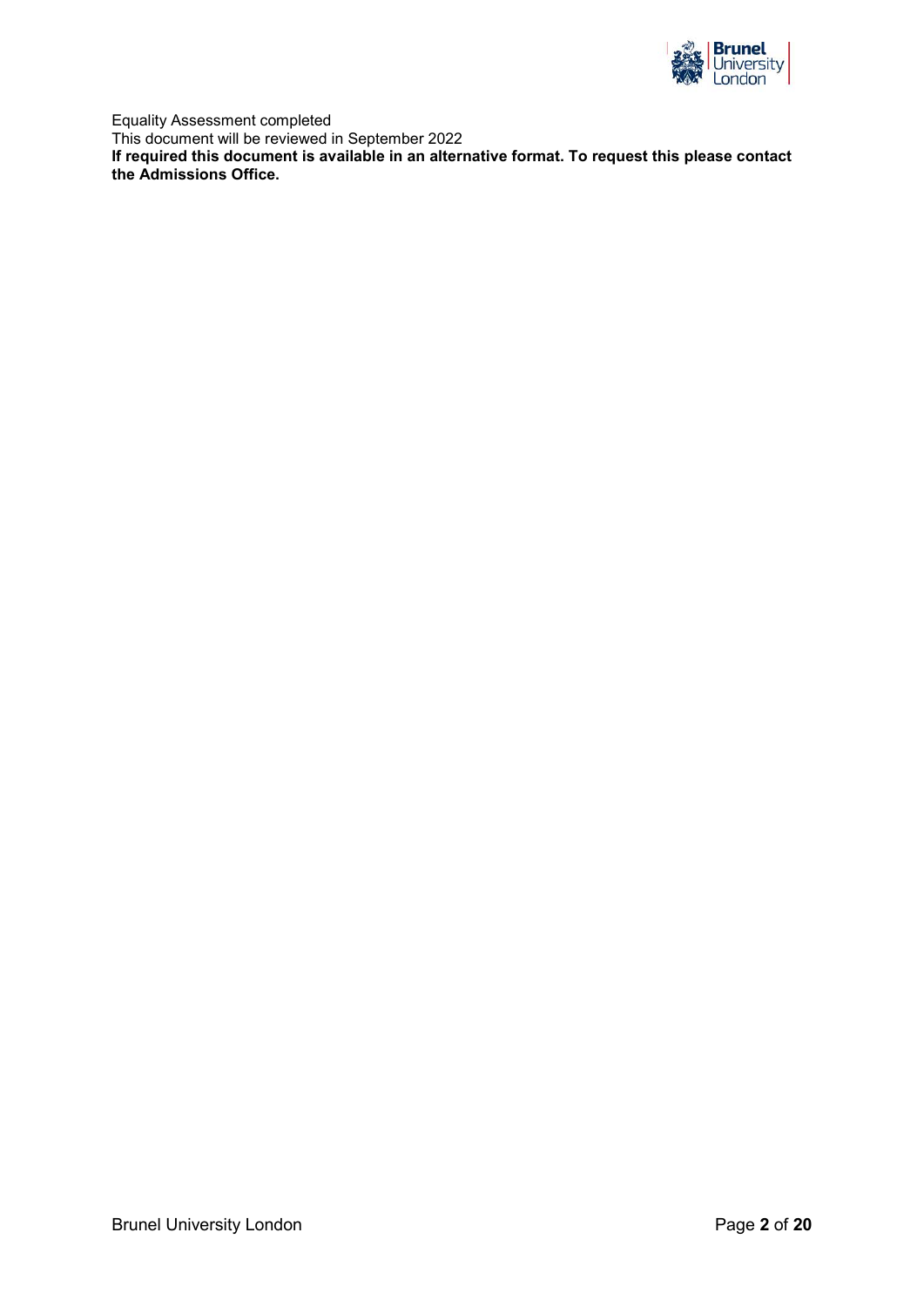Equality Assessment completed
This document will be reviewed in September 2022
**If required this document is available in an alternative format. To request this please contact the Admissions Office.**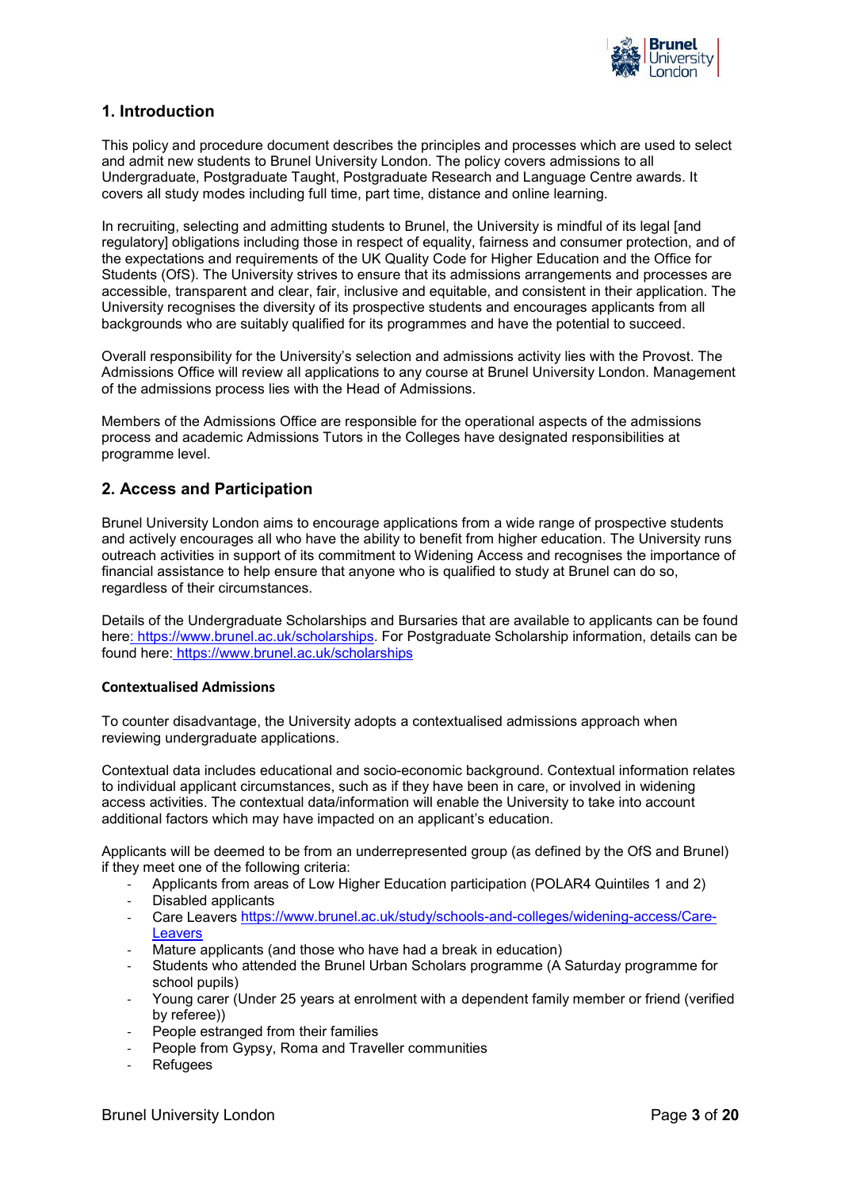## 1. Introduction

This policy and procedure document describes the principles and processes which are used to select and admit new students to Brunel University London. The policy covers admissions to all Undergraduate, Postgraduate Taught, Postgraduate Research and Language Centre awards. It covers all study modes including full time, part time, distance and online learning.

In recruiting, selecting and admitting students to Brunel, the University is mindful of its legal [and regulatory] obligations including those in respect of equality, fairness and consumer protection, and of the expectations and requirements of the UK Quality Code for Higher Education and the Office for Students (OfS). The University strives to ensure that its admissions arrangements and processes are accessible, transparent and clear, fair, inclusive and equitable, and consistent in their application. The University recognises the diversity of its prospective students and encourages applicants from all backgrounds who are suitably qualified for its programmes and have the potential to succeed.

Overall responsibility for the University's selection and admissions activity lies with the Provost. The Admissions Office will review all applications to any course at Brunel University London. Management of the admissions process lies with the Head of Admissions.

Members of the Admissions Office are responsible for the operational aspects of the admissions process and academic Admissions Tutors in the Colleges have designated responsibilities at programme level.

## 2. Access and Participation

Brunel University London aims to encourage applications from a wide range of prospective students and actively encourages all who have the ability to benefit from higher education. The University runs outreach activities in support of its commitment to Widening Access and recognises the importance of financial assistance to help ensure that anyone who is qualified to study at Brunel can do so, regardless of their circumstances.

Details of the Undergraduate Scholarships and Bursaries that are available to applicants can be found here: https://www.brunel.ac.uk/scholarships. For Postgraduate Scholarship information, details can be found here: https://www.brunel.ac.uk/scholarships

#### Contextualised Admissions

To counter disadvantage, the University adopts a contextualised admissions approach when reviewing undergraduate applications.

Contextual data includes educational and socio-economic background. Contextual information relates to individual applicant circumstances, such as if they have been in care, or involved in widening access activities. The contextual data/information will enable the University to take into account additional factors which may have impacted on an applicant's education.

Applicants will be deemed to be from an underrepresented group (as defined by the OfS and Brunel) if they meet one of the following criteria:

- Applicants from areas of Low Higher Education participation (POLAR4 Quintiles 1 and 2)
- Disabled applicants
- Care Leavers https://www.brunel.ac.uk/study/schools-and-colleges/widening-access/Care-Leavers
- Mature applicants (and those who have had a break in education)
- Students who attended the Brunel Urban Scholars programme (A Saturday programme for school pupils)
- Young carer (Under 25 years at enrolment with a dependent family member or friend (verified by referee))
- People estranged from their families
- People from Gypsy, Roma and Traveller communities
- Refugees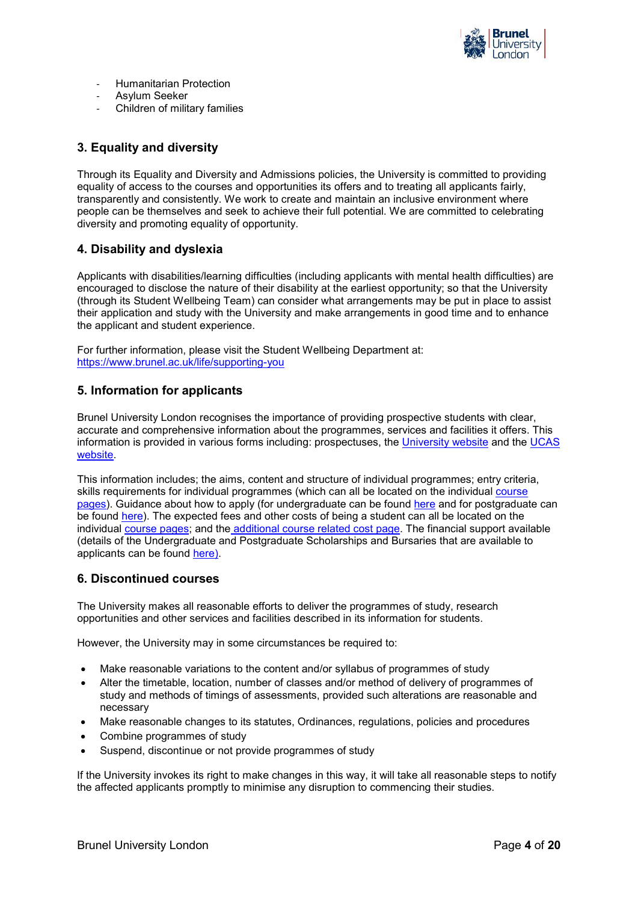- Humanitarian Protection
- Asylum Seeker
- Children of military families

## 3. Equality and diversity

Through its Equality and Diversity and Admissions policies, the University is committed to providing equality of access to the courses and opportunities its offers and to treating all applicants fairly, transparently and consistently. We work to create and maintain an inclusive environment where people can be themselves and seek to achieve their full potential. We are committed to celebrating diversity and promoting equality of opportunity.

## 4. Disability and dyslexia

Applicants with disabilities/learning difficulties (including applicants with mental health difficulties) are encouraged to disclose the nature of their disability at the earliest opportunity; so that the University (through its Student Wellbeing Team) can consider what arrangements may be put in place to assist their application and study with the University and make arrangements in good time and to enhance the applicant and student experience.

For further information, please visit the Student Wellbeing Department at: https://www.brunel.ac.uk/life/supporting-you

## 5. Information for applicants

Brunel University London recognises the importance of providing prospective students with clear, accurate and comprehensive information about the programmes, services and facilities it offers. This information is provided in various forms including: prospectuses, the University website and the UCAS website.

This information includes; the aims, content and structure of individual programmes; entry criteria, skills requirements for individual programmes (which can all be located on the individual course pages). Guidance about how to apply (for undergraduate can be found here and for postgraduate can be found here). The expected fees and other costs of being a student can all be located on the individual course pages; and the additional course related cost page. The financial support available (details of the Undergraduate and Postgraduate Scholarships and Bursaries that are available to applicants can be found here).

## 6. Discontinued courses

The University makes all reasonable efforts to deliver the programmes of study, research opportunities and other services and facilities described in its information for students.

However, the University may in some circumstances be required to:

- Make reasonable variations to the content and/or syllabus of programmes of study
- Alter the timetable, location, number of classes and/or method of delivery of programmes of study and methods of timings of assessments, provided such alterations are reasonable and necessary
- Make reasonable changes to its statutes, Ordinances, regulations, policies and procedures
- Combine programmes of study
- Suspend, discontinue or not provide programmes of study

If the University invokes its right to make changes in this way, it will take all reasonable steps to notify the affected applicants promptly to minimise any disruption to commencing their studies.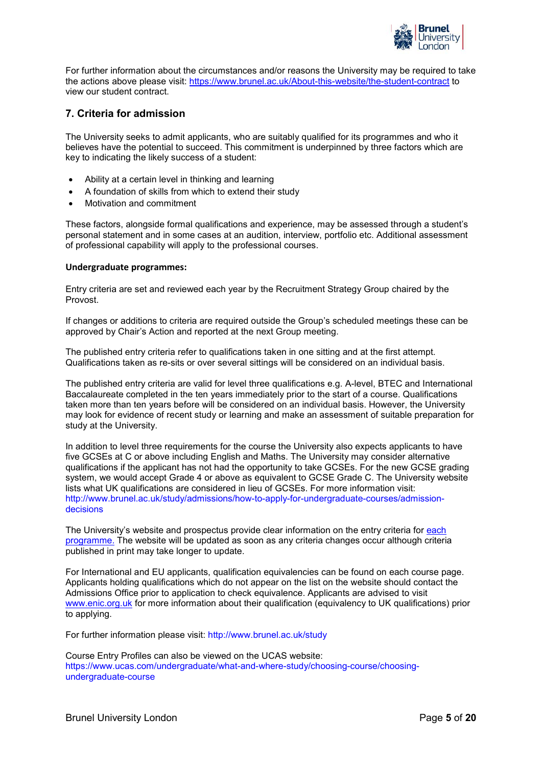For further information about the circumstances and/or reasons the University may be required to take the actions above please visit: https://www.brunel.ac.uk/About-this-website/the-student-contract to view our student contract.

## 7. Criteria for admission

The University seeks to admit applicants, who are suitably qualified for its programmes and who it believes have the potential to succeed. This commitment is underpinned by three factors which are key to indicating the likely success of a student:

- Ability at a certain level in thinking and learning
- A foundation of skills from which to extend their study
- Motivation and commitment

These factors, alongside formal qualifications and experience, may be assessed through a student's personal statement and in some cases at an audition, interview, portfolio etc. Additional assessment of professional capability will apply to the professional courses.

**Undergraduate programmes:**

Entry criteria are set and reviewed each year by the Recruitment Strategy Group chaired by the Provost.

If changes or additions to criteria are required outside the Group's scheduled meetings these can be approved by Chair's Action and reported at the next Group meeting.

The published entry criteria refer to qualifications taken in one sitting and at the first attempt. Qualifications taken as re-sits or over several sittings will be considered on an individual basis.

The published entry criteria are valid for level three qualifications e.g. A-level, BTEC and International Baccalaureate completed in the ten years immediately prior to the start of a course. Qualifications taken more than ten years before will be considered on an individual basis. However, the University may look for evidence of recent study or learning and make an assessment of suitable preparation for study at the University.

In addition to level three requirements for the course the University also expects applicants to have five GCSEs at C or above including English and Maths. The University may consider alternative qualifications if the applicant has not had the opportunity to take GCSEs. For the new GCSE grading system, we would accept Grade 4 or above as equivalent to GCSE Grade C. The University website lists what UK qualifications are considered in lieu of GCSEs. For more information visit: http://www.brunel.ac.uk/study/admissions/how-to-apply-for-undergraduate-courses/admission-decisions

The University's website and prospectus provide clear information on the entry criteria for each programme. The website will be updated as soon as any criteria changes occur although criteria published in print may take longer to update.

For International and EU applicants, qualification equivalencies can be found on each course page. Applicants holding qualifications which do not appear on the list on the website should contact the Admissions Office prior to application to check equivalence. Applicants are advised to visit www.enic.org.uk for more information about their qualification (equivalency to UK qualifications) prior to applying.

For further information please visit: http://www.brunel.ac.uk/study

Course Entry Profiles can also be viewed on the UCAS website: https://www.ucas.com/undergraduate/what-and-where-study/choosing-course/choosing-undergraduate-course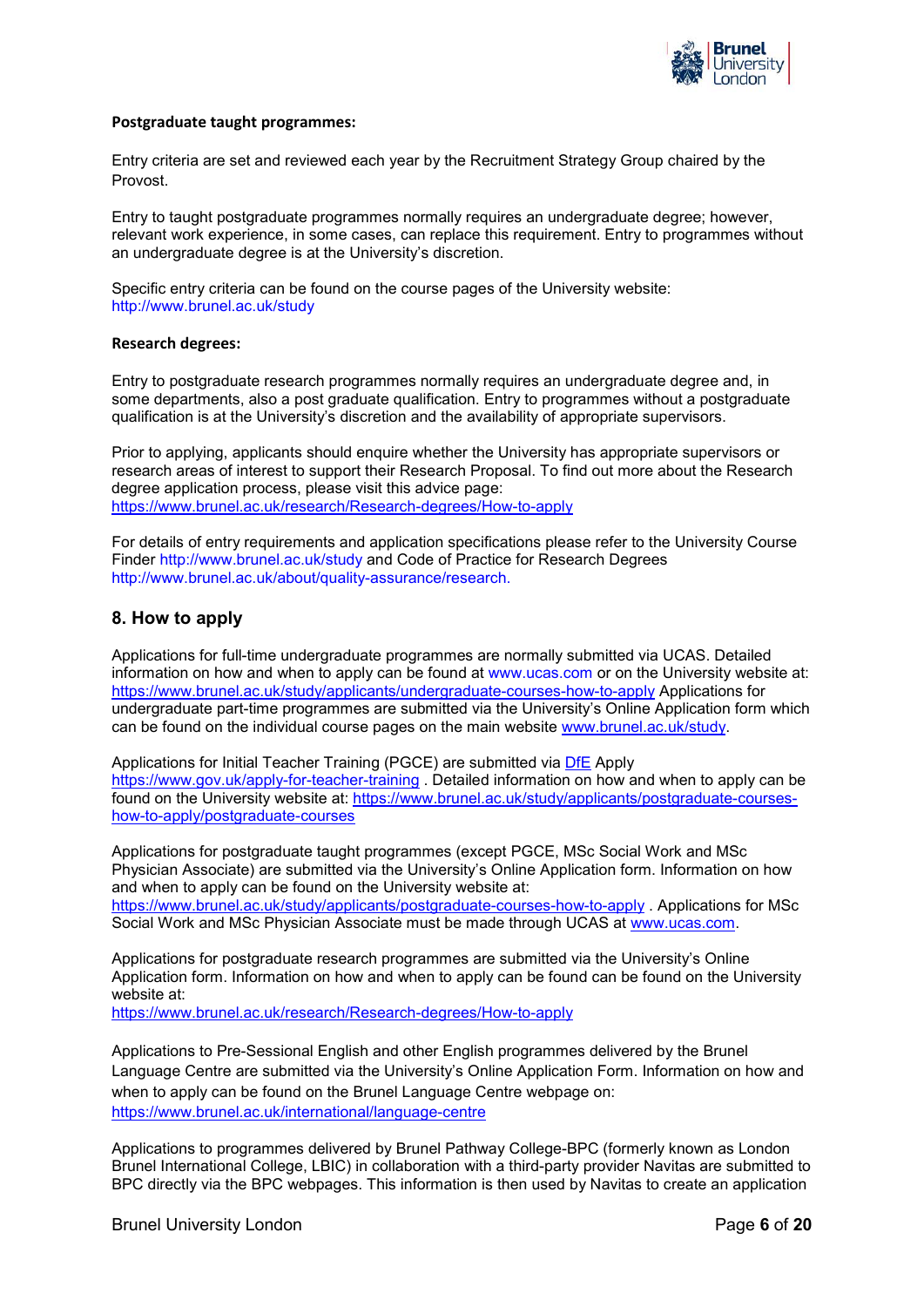**Postgraduate taught programmes:**

Entry criteria are set and reviewed each year by the Recruitment Strategy Group chaired by the Provost.

Entry to taught postgraduate programmes normally requires an undergraduate degree; however, relevant work experience, in some cases, can replace this requirement. Entry to programmes without an undergraduate degree is at the University's discretion.

Specific entry criteria can be found on the course pages of the University website: http://www.brunel.ac.uk/study

**Research degrees:**

Entry to postgraduate research programmes normally requires an undergraduate degree and, in some departments, also a post graduate qualification. Entry to programmes without a postgraduate qualification is at the University's discretion and the availability of appropriate supervisors.

Prior to applying, applicants should enquire whether the University has appropriate supervisors or research areas of interest to support their Research Proposal. To find out more about the Research degree application process, please visit this advice page: https://www.brunel.ac.uk/research/Research-degrees/How-to-apply

For details of entry requirements and application specifications please refer to the University Course Finder http://www.brunel.ac.uk/study and Code of Practice for Research Degrees http://www.brunel.ac.uk/about/quality-assurance/research.

## 8. How to apply

Applications for full-time undergraduate programmes are normally submitted via UCAS. Detailed information on how and when to apply can be found at www.ucas.com or on the University website at: https://www.brunel.ac.uk/study/applicants/undergraduate-courses-how-to-apply Applications for undergraduate part-time programmes are submitted via the University's Online Application form which can be found on the individual course pages on the main website www.brunel.ac.uk/study.

Applications for Initial Teacher Training (PGCE) are submitted via DfE Apply https://www.gov.uk/apply-for-teacher-training . Detailed information on how and when to apply can be found on the University website at: https://www.brunel.ac.uk/study/applicants/postgraduate-courses-how-to-apply/postgraduate-courses

Applications for postgraduate taught programmes (except PGCE, MSc Social Work and MSc Physician Associate) are submitted via the University's Online Application form. Information on how and when to apply can be found on the University website at: https://www.brunel.ac.uk/study/applicants/postgraduate-courses-how-to-apply . Applications for MSc Social Work and MSc Physician Associate must be made through UCAS at www.ucas.com.

Applications for postgraduate research programmes are submitted via the University's Online Application form. Information on how and when to apply can be found can be found on the University website at: https://www.brunel.ac.uk/research/Research-degrees/How-to-apply

Applications to Pre-Sessional English and other English programmes delivered by the Brunel Language Centre are submitted via the University's Online Application Form. Information on how and when to apply can be found on the Brunel Language Centre webpage on: https://www.brunel.ac.uk/international/language-centre

Applications to programmes delivered by Brunel Pathway College-BPC (formerly known as London Brunel International College, LBIC) in collaboration with a third-party provider Navitas are submitted to BPC directly via the BPC webpages. This information is then used by Navitas to create an application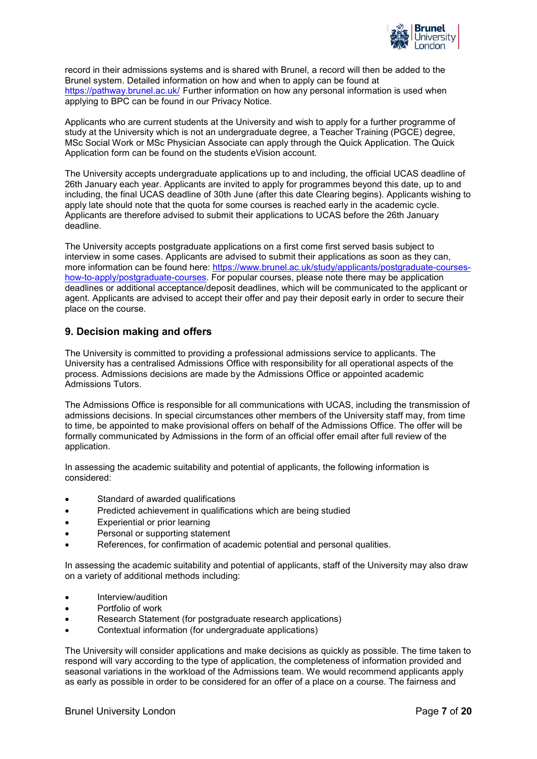record in their admissions systems and is shared with Brunel, a record will then be added to the Brunel system. Detailed information on how and when to apply can be found at https://pathway.brunel.ac.uk/ Further information on how any personal information is used when applying to BPC can be found in our Privacy Notice.

Applicants who are current students at the University and wish to apply for a further programme of study at the University which is not an undergraduate degree, a Teacher Training (PGCE) degree, MSc Social Work or MSc Physician Associate can apply through the Quick Application. The Quick Application form can be found on the students eVision account.

The University accepts undergraduate applications up to and including, the official UCAS deadline of 26th January each year. Applicants are invited to apply for programmes beyond this date, up to and including, the final UCAS deadline of 30th June (after this date Clearing begins). Applicants wishing to apply late should note that the quota for some courses is reached early in the academic cycle. Applicants are therefore advised to submit their applications to UCAS before the 26th January deadline.

The University accepts postgraduate applications on a first come first served basis subject to interview in some cases. Applicants are advised to submit their applications as soon as they can, more information can be found here: https://www.brunel.ac.uk/study/applicants/postgraduate-courses-how-to-apply/postgraduate-courses. For popular courses, please note there may be application deadlines or additional acceptance/deposit deadlines, which will be communicated to the applicant or agent. Applicants are advised to accept their offer and pay their deposit early in order to secure their place on the course.

## 9. Decision making and offers

The University is committed to providing a professional admissions service to applicants. The University has a centralised Admissions Office with responsibility for all operational aspects of the process. Admissions decisions are made by the Admissions Office or appointed academic Admissions Tutors.

The Admissions Office is responsible for all communications with UCAS, including the transmission of admissions decisions. In special circumstances other members of the University staff may, from time to time, be appointed to make provisional offers on behalf of the Admissions Office. The offer will be formally communicated by Admissions in the form of an official offer email after full review of the application.

In assessing the academic suitability and potential of applicants, the following information is considered:

- Standard of awarded qualifications
- Predicted achievement in qualifications which are being studied
- Experiential or prior learning
- Personal or supporting statement
- References, for confirmation of academic potential and personal qualities.

In assessing the academic suitability and potential of applicants, staff of the University may also draw on a variety of additional methods including:

- Interview/audition
- Portfolio of work
- Research Statement (for postgraduate research applications)
- Contextual information (for undergraduate applications)

The University will consider applications and make decisions as quickly as possible. The time taken to respond will vary according to the type of application, the completeness of information provided and seasonal variations in the workload of the Admissions team. We would recommend applicants apply as early as possible in order to be considered for an offer of a place on a course. The fairness and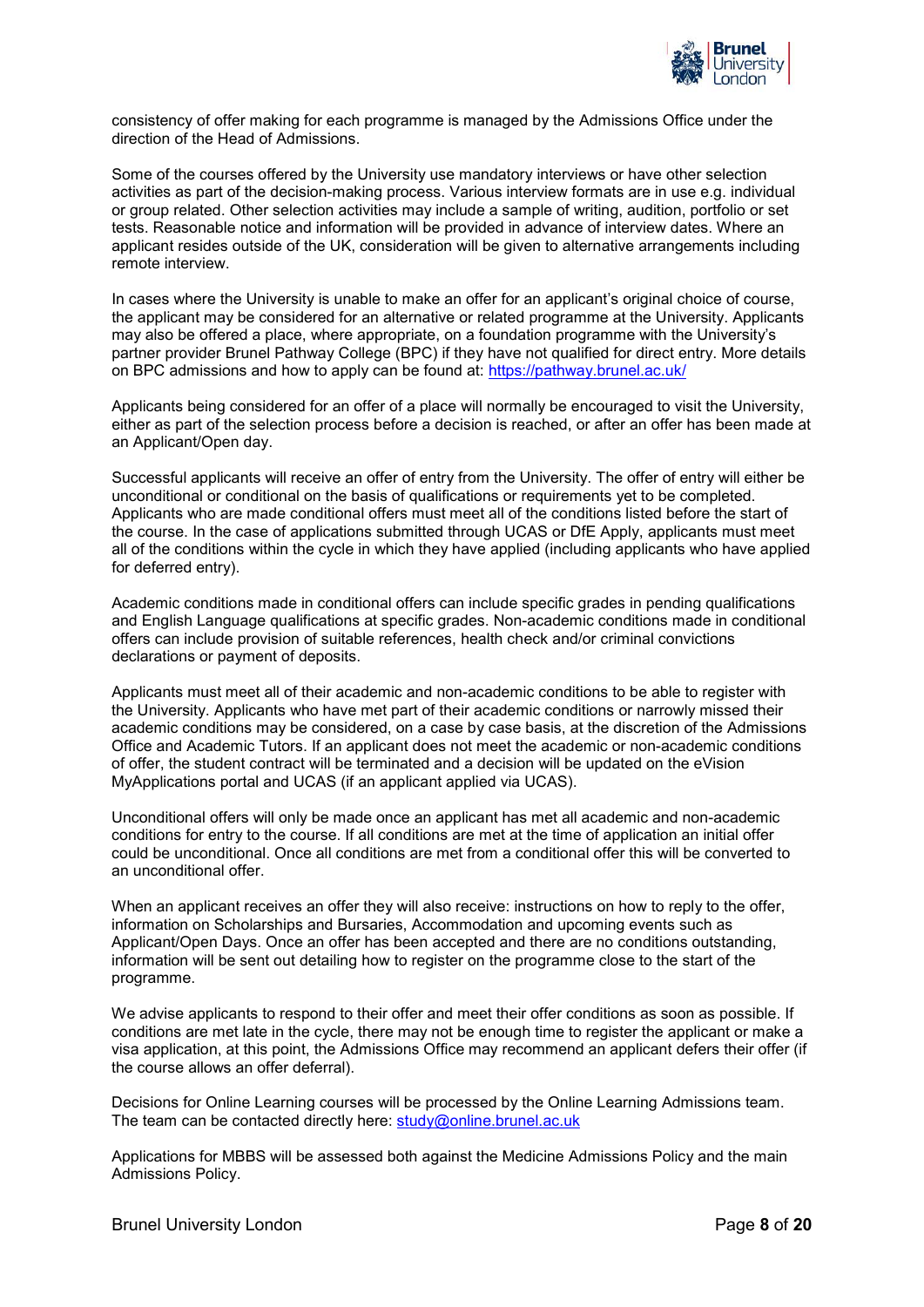consistency of offer making for each programme is managed by the Admissions Office under the direction of the Head of Admissions.

Some of the courses offered by the University use mandatory interviews or have other selection activities as part of the decision-making process. Various interview formats are in use e.g. individual or group related. Other selection activities may include a sample of writing, audition, portfolio or set tests. Reasonable notice and information will be provided in advance of interview dates. Where an applicant resides outside of the UK, consideration will be given to alternative arrangements including remote interview.

In cases where the University is unable to make an offer for an applicant's original choice of course, the applicant may be considered for an alternative or related programme at the University. Applicants may also be offered a place, where appropriate, on a foundation programme with the University's partner provider Brunel Pathway College (BPC) if they have not qualified for direct entry. More details on BPC admissions and how to apply can be found at: [https://pathway.brunel.ac.uk/](https://pathway.brunel.ac.uk/)

Applicants being considered for an offer of a place will normally be encouraged to visit the University, either as part of the selection process before a decision is reached, or after an offer has been made at an Applicant/Open day.

Successful applicants will receive an offer of entry from the University. The offer of entry will either be unconditional or conditional on the basis of qualifications or requirements yet to be completed. Applicants who are made conditional offers must meet all of the conditions listed before the start of the course. In the case of applications submitted through UCAS or DfE Apply, applicants must meet all of the conditions within the cycle in which they have applied (including applicants who have applied for deferred entry).

Academic conditions made in conditional offers can include specific grades in pending qualifications and English Language qualifications at specific grades. Non-academic conditions made in conditional offers can include provision of suitable references, health check and/or criminal convictions declarations or payment of deposits.

Applicants must meet all of their academic and non-academic conditions to be able to register with the University. Applicants who have met part of their academic conditions or narrowly missed their academic conditions may be considered, on a case by case basis, at the discretion of the Admissions Office and Academic Tutors. If an applicant does not meet the academic or non-academic conditions of offer, the student contract will be terminated and a decision will be updated on the eVision MyApplications portal and UCAS (if an applicant applied via UCAS).

Unconditional offers will only be made once an applicant has met all academic and non-academic conditions for entry to the course. If all conditions are met at the time of application an initial offer could be unconditional. Once all conditions are met from a conditional offer this will be converted to an unconditional offer.

When an applicant receives an offer they will also receive: instructions on how to reply to the offer, information on Scholarships and Bursaries, Accommodation and upcoming events such as Applicant/Open Days. Once an offer has been accepted and there are no conditions outstanding, information will be sent out detailing how to register on the programme close to the start of the programme.

We advise applicants to respond to their offer and meet their offer conditions as soon as possible. If conditions are met late in the cycle, there may not be enough time to register the applicant or make a visa application, at this point, the Admissions Office may recommend an applicant defers their offer (if the course allows an offer deferral).

Decisions for Online Learning courses will be processed by the Online Learning Admissions team. The team can be contacted directly here: [study@online.brunel.ac.uk](mailto:study@online.brunel.ac.uk)

Applications for MBBS will be assessed both against the Medicine Admissions Policy and the main Admissions Policy.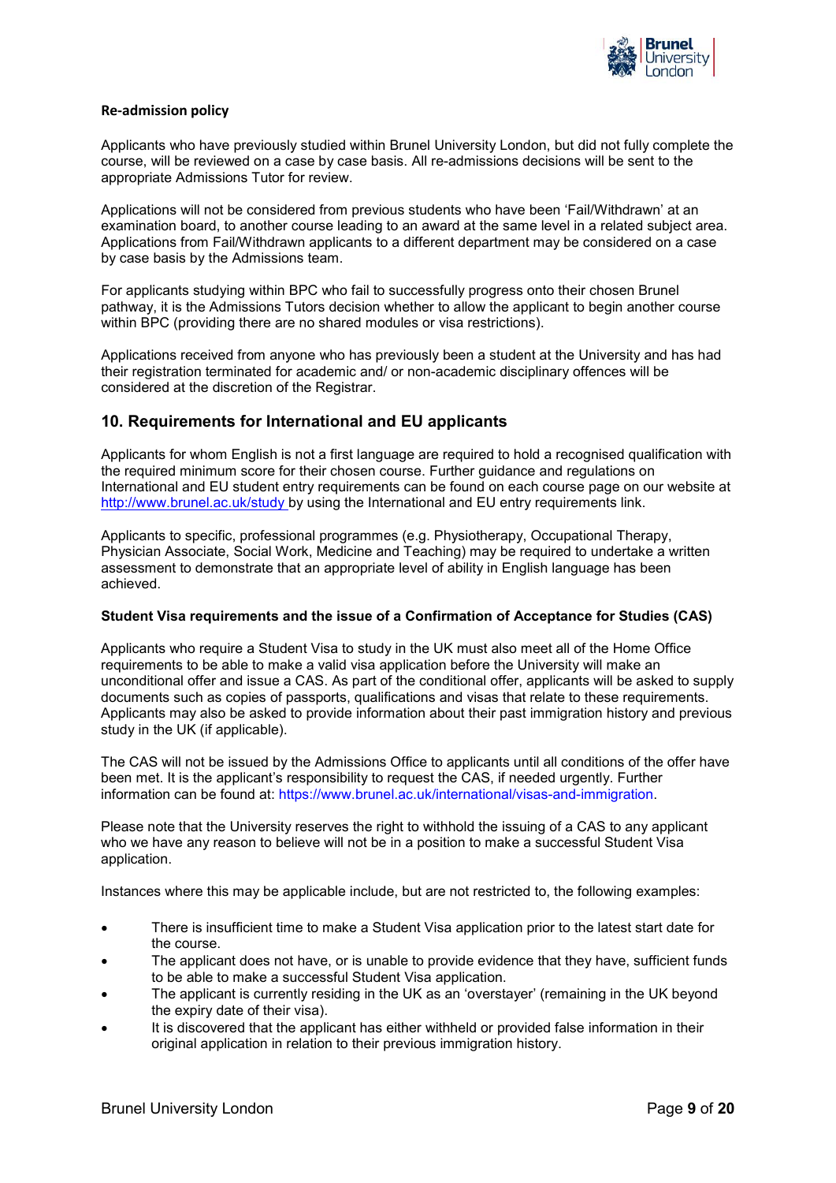**Re-admission policy**

Applicants who have previously studied within Brunel University London, but did not fully complete the course, will be reviewed on a case by case basis. All re-admissions decisions will be sent to the appropriate Admissions Tutor for review.

Applications will not be considered from previous students who have been 'Fail/Withdrawn' at an examination board, to another course leading to an award at the same level in a related subject area. Applications from Fail/Withdrawn applicants to a different department may be considered on a case by case basis by the Admissions team.

For applicants studying within BPC who fail to successfully progress onto their chosen Brunel pathway, it is the Admissions Tutors decision whether to allow the applicant to begin another course within BPC (providing there are no shared modules or visa restrictions).

Applications received from anyone who has previously been a student at the University and has had their registration terminated for academic and/ or non-academic disciplinary offences will be considered at the discretion of the Registrar.

## 10. Requirements for International and EU applicants

Applicants for whom English is not a first language are required to hold a recognised qualification with the required minimum score for their chosen course. Further guidance and regulations on International and EU student entry requirements can be found on each course page on our website at http://www.brunel.ac.uk/study by using the International and EU entry requirements link.

Applicants to specific, professional programmes (e.g. Physiotherapy, Occupational Therapy, Physician Associate, Social Work, Medicine and Teaching) may be required to undertake a written assessment to demonstrate that an appropriate level of ability in English language has been achieved.

**Student Visa requirements and the issue of a Confirmation of Acceptance for Studies (CAS)**

Applicants who require a Student Visa to study in the UK must also meet all of the Home Office requirements to be able to make a valid visa application before the University will make an unconditional offer and issue a CAS. As part of the conditional offer, applicants will be asked to supply documents such as copies of passports, qualifications and visas that relate to these requirements. Applicants may also be asked to provide information about their past immigration history and previous study in the UK (if applicable).

The CAS will not be issued by the Admissions Office to applicants until all conditions of the offer have been met. It is the applicant's responsibility to request the CAS, if needed urgently. Further information can be found at: https://www.brunel.ac.uk/international/visas-and-immigration.

Please note that the University reserves the right to withhold the issuing of a CAS to any applicant who we have any reason to believe will not be in a position to make a successful Student Visa application.

Instances where this may be applicable include, but are not restricted to, the following examples:

- There is insufficient time to make a Student Visa application prior to the latest start date for the course.
- The applicant does not have, or is unable to provide evidence that they have, sufficient funds to be able to make a successful Student Visa application.
- The applicant is currently residing in the UK as an 'overstayer' (remaining in the UK beyond the expiry date of their visa).
- It is discovered that the applicant has either withheld or provided false information in their original application in relation to their previous immigration history.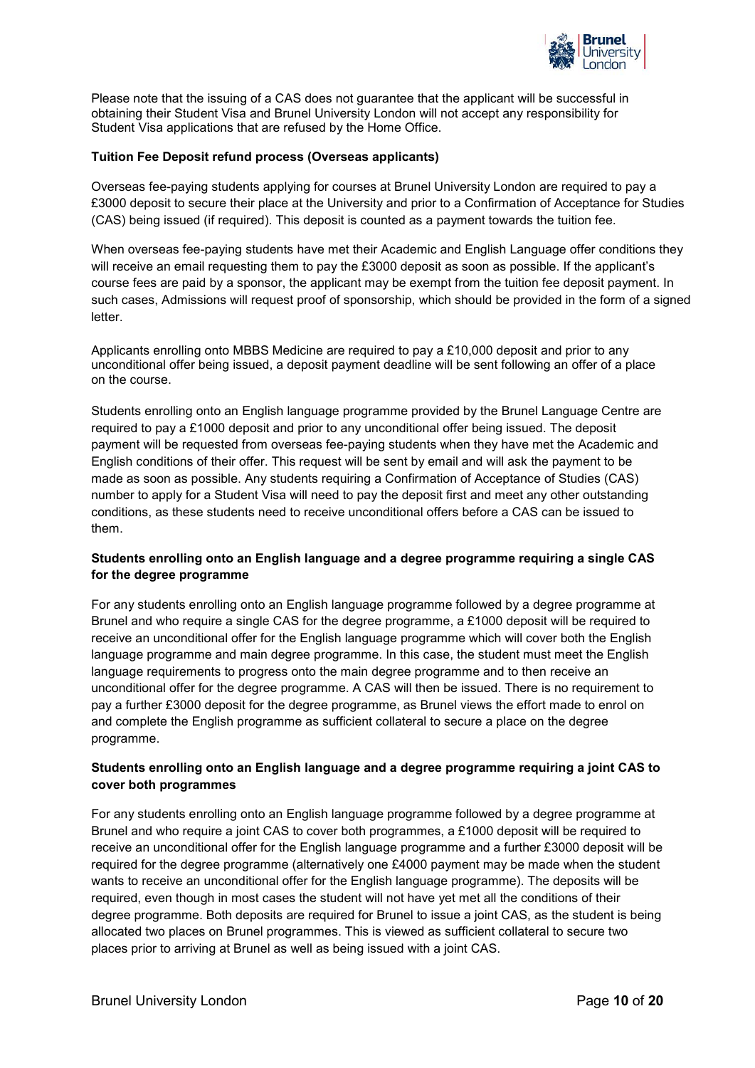Please note that the issuing of a CAS does not guarantee that the applicant will be successful in obtaining their Student Visa and Brunel University London will not accept any responsibility for Student Visa applications that are refused by the Home Office.

**Tuition Fee Deposit refund process (Overseas applicants)**

Overseas fee-paying students applying for courses at Brunel University London are required to pay a £3000 deposit to secure their place at the University and prior to a Confirmation of Acceptance for Studies (CAS) being issued (if required). This deposit is counted as a payment towards the tuition fee.

When overseas fee-paying students have met their Academic and English Language offer conditions they will receive an email requesting them to pay the £3000 deposit as soon as possible. If the applicant's course fees are paid by a sponsor, the applicant may be exempt from the tuition fee deposit payment. In such cases, Admissions will request proof of sponsorship, which should be provided in the form of a signed letter.

Applicants enrolling onto MBBS Medicine are required to pay a £10,000 deposit and prior to any unconditional offer being issued, a deposit payment deadline will be sent following an offer of a place on the course.

Students enrolling onto an English language programme provided by the Brunel Language Centre are required to pay a £1000 deposit and prior to any unconditional offer being issued. The deposit payment will be requested from overseas fee-paying students when they have met the Academic and English conditions of their offer. This request will be sent by email and will ask the payment to be made as soon as possible. Any students requiring a Confirmation of Acceptance of Studies (CAS) number to apply for a Student Visa will need to pay the deposit first and meet any other outstanding conditions, as these students need to receive unconditional offers before a CAS can be issued to them.

**Students enrolling onto an English language and a degree programme requiring a single CAS for the degree programme**

For any students enrolling onto an English language programme followed by a degree programme at Brunel and who require a single CAS for the degree programme, a £1000 deposit will be required to receive an unconditional offer for the English language programme which will cover both the English language programme and main degree programme. In this case, the student must meet the English language requirements to progress onto the main degree programme and to then receive an unconditional offer for the degree programme. A CAS will then be issued. There is no requirement to pay a further £3000 deposit for the degree programme, as Brunel views the effort made to enrol on and complete the English programme as sufficient collateral to secure a place on the degree programme.

**Students enrolling onto an English language and a degree programme requiring a joint CAS to cover both programmes**

For any students enrolling onto an English language programme followed by a degree programme at Brunel and who require a joint CAS to cover both programmes, a £1000 deposit will be required to receive an unconditional offer for the English language programme and a further £3000 deposit will be required for the degree programme (alternatively one £4000 payment may be made when the student wants to receive an unconditional offer for the English language programme). The deposits will be required, even though in most cases the student will not have yet met all the conditions of their degree programme. Both deposits are required for Brunel to issue a joint CAS, as the student is being allocated two places on Brunel programmes. This is viewed as sufficient collateral to secure two places prior to arriving at Brunel as well as being issued with a joint CAS.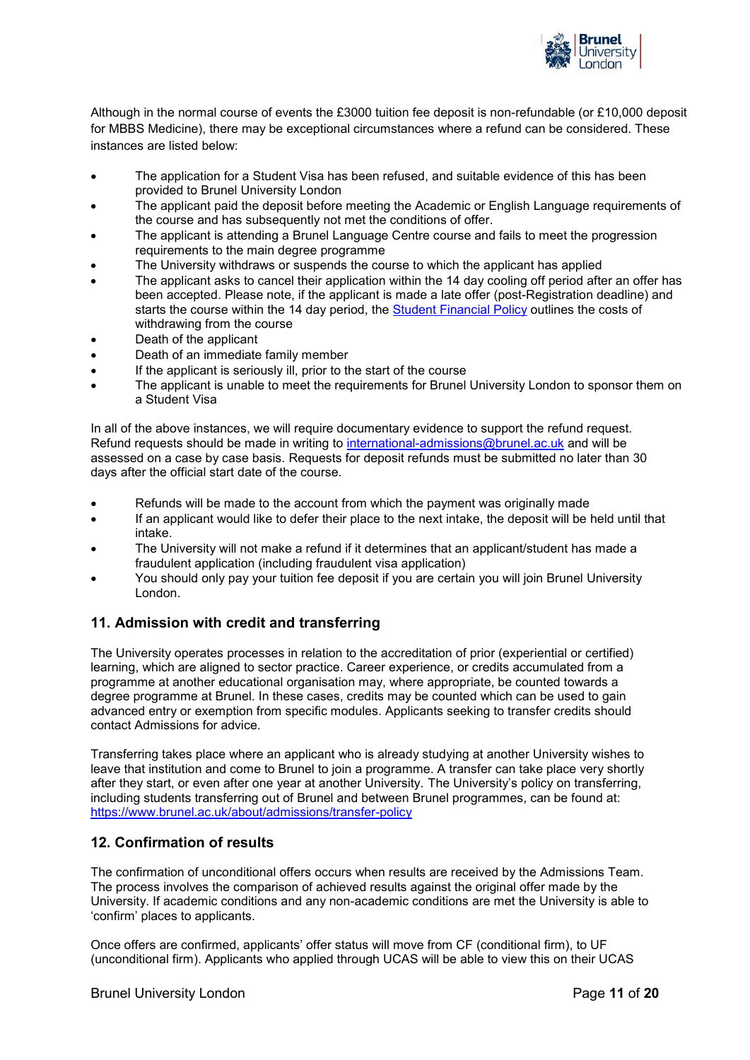Although in the normal course of events the £3000 tuition fee deposit is non-refundable (or £10,000 deposit for MBBS Medicine), there may be exceptional circumstances where a refund can be considered. These instances are listed below:

- The application for a Student Visa has been refused, and suitable evidence of this has been provided to Brunel University London
- The applicant paid the deposit before meeting the Academic or English Language requirements of the course and has subsequently not met the conditions of offer.
- The applicant is attending a Brunel Language Centre course and fails to meet the progression requirements to the main degree programme
- The University withdraws or suspends the course to which the applicant has applied
- The applicant asks to cancel their application within the 14 day cooling off period after an offer has been accepted. Please note, if the applicant is made a late offer (post-Registration deadline) and starts the course within the 14 day period, the [Student Financial Policy](#) outlines the costs of withdrawing from the course
- Death of the applicant
- Death of an immediate family member
- If the applicant is seriously ill, prior to the start of the course
- The applicant is unable to meet the requirements for Brunel University London to sponsor them on a Student Visa

In all of the above instances, we will require documentary evidence to support the refund request. Refund requests should be made in writing to [international-admissions@brunel.ac.uk](mailto:international-admissions@brunel.ac.uk) and will be assessed on a case by case basis. Requests for deposit refunds must be submitted no later than 30 days after the official start date of the course.

- Refunds will be made to the account from which the payment was originally made
- If an applicant would like to defer their place to the next intake, the deposit will be held until that intake.
- The University will not make a refund if it determines that an applicant/student has made a fraudulent application (including fraudulent visa application)
- You should only pay your tuition fee deposit if you are certain you will join Brunel University London.

## 11. Admission with credit and transferring

The University operates processes in relation to the accreditation of prior (experiential or certified) learning, which are aligned to sector practice. Career experience, or credits accumulated from a programme at another educational organisation may, where appropriate, be counted towards a degree programme at Brunel. In these cases, credits may be counted which can be used to gain advanced entry or exemption from specific modules. Applicants seeking to transfer credits should contact Admissions for advice.

Transferring takes place where an applicant who is already studying at another University wishes to leave that institution and come to Brunel to join a programme. A transfer can take place very shortly after they start, or even after one year at another University. The University's policy on transferring, including students transferring out of Brunel and between Brunel programmes, can be found at: [https://www.brunel.ac.uk/about/admissions/transfer-policy](https://www.brunel.ac.uk/about/admissions/transfer-policy)

## 12. Confirmation of results

The confirmation of unconditional offers occurs when results are received by the Admissions Team. The process involves the comparison of achieved results against the original offer made by the University. If academic conditions and any non-academic conditions are met the University is able to 'confirm' places to applicants.

Once offers are confirmed, applicants' offer status will move from CF (conditional firm), to UF (unconditional firm). Applicants who applied through UCAS will be able to view this on their UCAS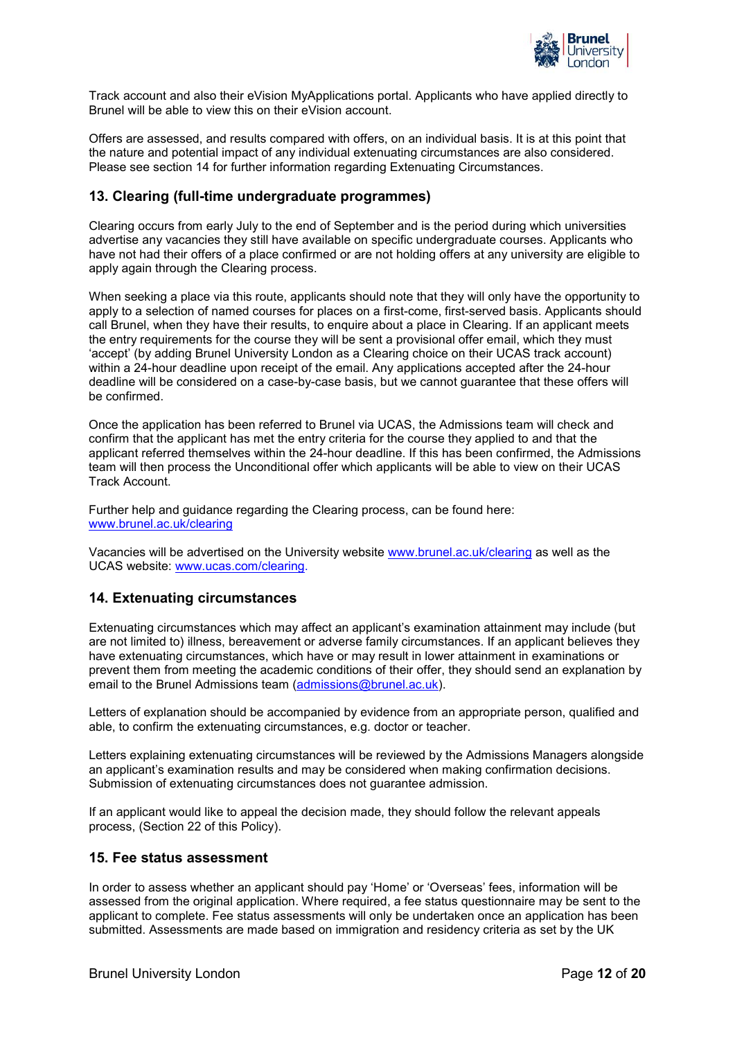Track account and also their eVision MyApplications portal. Applicants who have applied directly to Brunel will be able to view this on their eVision account.

Offers are assessed, and results compared with offers, on an individual basis. It is at this point that the nature and potential impact of any individual extenuating circumstances are also considered. Please see section 14 for further information regarding Extenuating Circumstances.

## 13. Clearing (full-time undergraduate programmes)

Clearing occurs from early July to the end of September and is the period during which universities advertise any vacancies they still have available on specific undergraduate courses. Applicants who have not had their offers of a place confirmed or are not holding offers at any university are eligible to apply again through the Clearing process.

When seeking a place via this route, applicants should note that they will only have the opportunity to apply to a selection of named courses for places on a first-come, first-served basis. Applicants should call Brunel, when they have their results, to enquire about a place in Clearing. If an applicant meets the entry requirements for the course they will be sent a provisional offer email, which they must 'accept' (by adding Brunel University London as a Clearing choice on their UCAS track account) within a 24-hour deadline upon receipt of the email. Any applications accepted after the 24-hour deadline will be considered on a case-by-case basis, but we cannot guarantee that these offers will be confirmed.

Once the application has been referred to Brunel via UCAS, the Admissions team will check and confirm that the applicant has met the entry criteria for the course they applied to and that the applicant referred themselves within the 24-hour deadline. If this has been confirmed, the Admissions team will then process the Unconditional offer which applicants will be able to view on their UCAS Track Account.

Further help and guidance regarding the Clearing process, can be found here: [www.brunel.ac.uk/clearing](http://www.brunel.ac.uk/clearing)

Vacancies will be advertised on the University website [www.brunel.ac.uk/clearing](http://www.brunel.ac.uk/clearing) as well as the UCAS website: [www.ucas.com/clearing](http://www.ucas.com/clearing).

## 14. Extenuating circumstances

Extenuating circumstances which may affect an applicant's examination attainment may include (but are not limited to) illness, bereavement or adverse family circumstances. If an applicant believes they have extenuating circumstances, which have or may result in lower attainment in examinations or prevent them from meeting the academic conditions of their offer, they should send an explanation by email to the Brunel Admissions team ([admissions@brunel.ac.uk](mailto:admissions@brunel.ac.uk)).

Letters of explanation should be accompanied by evidence from an appropriate person, qualified and able, to confirm the extenuating circumstances, e.g. doctor or teacher.

Letters explaining extenuating circumstances will be reviewed by the Admissions Managers alongside an applicant's examination results and may be considered when making confirmation decisions. Submission of extenuating circumstances does not guarantee admission.

If an applicant would like to appeal the decision made, they should follow the relevant appeals process, (Section 22 of this Policy).

## 15. Fee status assessment

In order to assess whether an applicant should pay 'Home' or 'Overseas' fees, information will be assessed from the original application. Where required, a fee status questionnaire may be sent to the applicant to complete. Fee status assessments will only be undertaken once an application has been submitted. Assessments are made based on immigration and residency criteria as set by the UK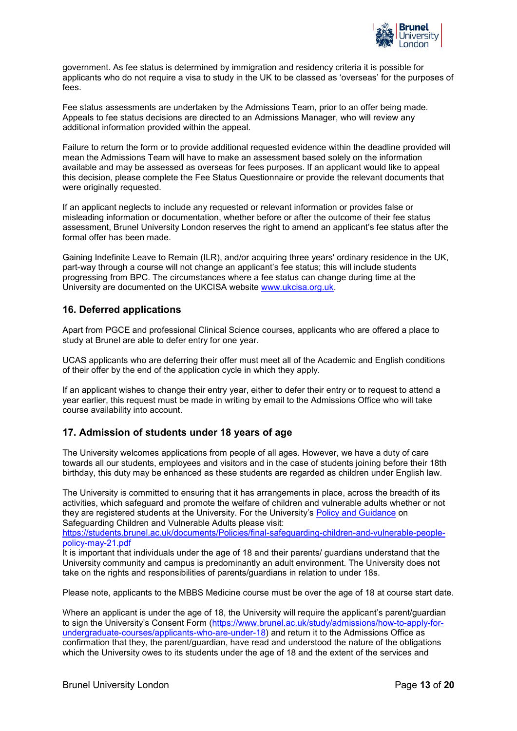government. As fee status is determined by immigration and residency criteria it is possible for applicants who do not require a visa to study in the UK to be classed as 'overseas' for the purposes of fees.

Fee status assessments are undertaken by the Admissions Team, prior to an offer being made. Appeals to fee status decisions are directed to an Admissions Manager, who will review any additional information provided within the appeal.

Failure to return the form or to provide additional requested evidence within the deadline provided will mean the Admissions Team will have to make an assessment based solely on the information available and may be assessed as overseas for fees purposes. If an applicant would like to appeal this decision, please complete the Fee Status Questionnaire or provide the relevant documents that were originally requested.

If an applicant neglects to include any requested or relevant information or provides false or misleading information or documentation, whether before or after the outcome of their fee status assessment, Brunel University London reserves the right to amend an applicant's fee status after the formal offer has been made.

Gaining Indefinite Leave to Remain (ILR), and/or acquiring three years' ordinary residence in the UK, part-way through a course will not change an applicant's fee status; this will include students progressing from BPC. The circumstances where a fee status can change during time at the University are documented on the UKCISA website [www.ukcisa.org.uk](http://www.ukcisa.org.uk).

## 16. Deferred applications

Apart from PGCE and professional Clinical Science courses, applicants who are offered a place to study at Brunel are able to defer entry for one year.

UCAS applicants who are deferring their offer must meet all of the Academic and English conditions of their offer by the end of the application cycle in which they apply.

If an applicant wishes to change their entry year, either to defer their entry or to request to attend a year earlier, this request must be made in writing by email to the Admissions Office who will take course availability into account.

## 17. Admission of students under 18 years of age

The University welcomes applications from people of all ages. However, we have a duty of care towards all our students, employees and visitors and in the case of students joining before their 18th birthday, this duty may be enhanced as these students are regarded as children under English law.

The University is committed to ensuring that it has arrangements in place, across the breadth of its activities, which safeguard and promote the welfare of children and vulnerable adults whether or not they are registered students at the University. For the University's Policy and Guidance on Safeguarding Children and Vulnerable Adults please visit:
[https://students.brunel.ac.uk/documents/Policies/final-safeguarding-children-and-vulnerable-people-policy-may-21.pdf](https://students.brunel.ac.uk/documents/Policies/final-safeguarding-children-and-vulnerable-people-policy-may-21.pdf)
It is important that individuals under the age of 18 and their parents/ guardians understand that the University community and campus is predominantly an adult environment. The University does not take on the rights and responsibilities of parents/guardians in relation to under 18s.

Please note, applicants to the MBBS Medicine course must be over the age of 18 at course start date.

Where an applicant is under the age of 18, the University will require the applicant's parent/guardian to sign the University's Consent Form ([https://www.brunel.ac.uk/study/admissions/how-to-apply-for-undergraduate-courses/applicants-who-are-under-18](https://www.brunel.ac.uk/study/admissions/how-to-apply-for-undergraduate-courses/applicants-who-are-under-18)) and return it to the Admissions Office as confirmation that they, the parent/guardian, have read and understood the nature of the obligations which the University owes to its students under the age of 18 and the extent of the services and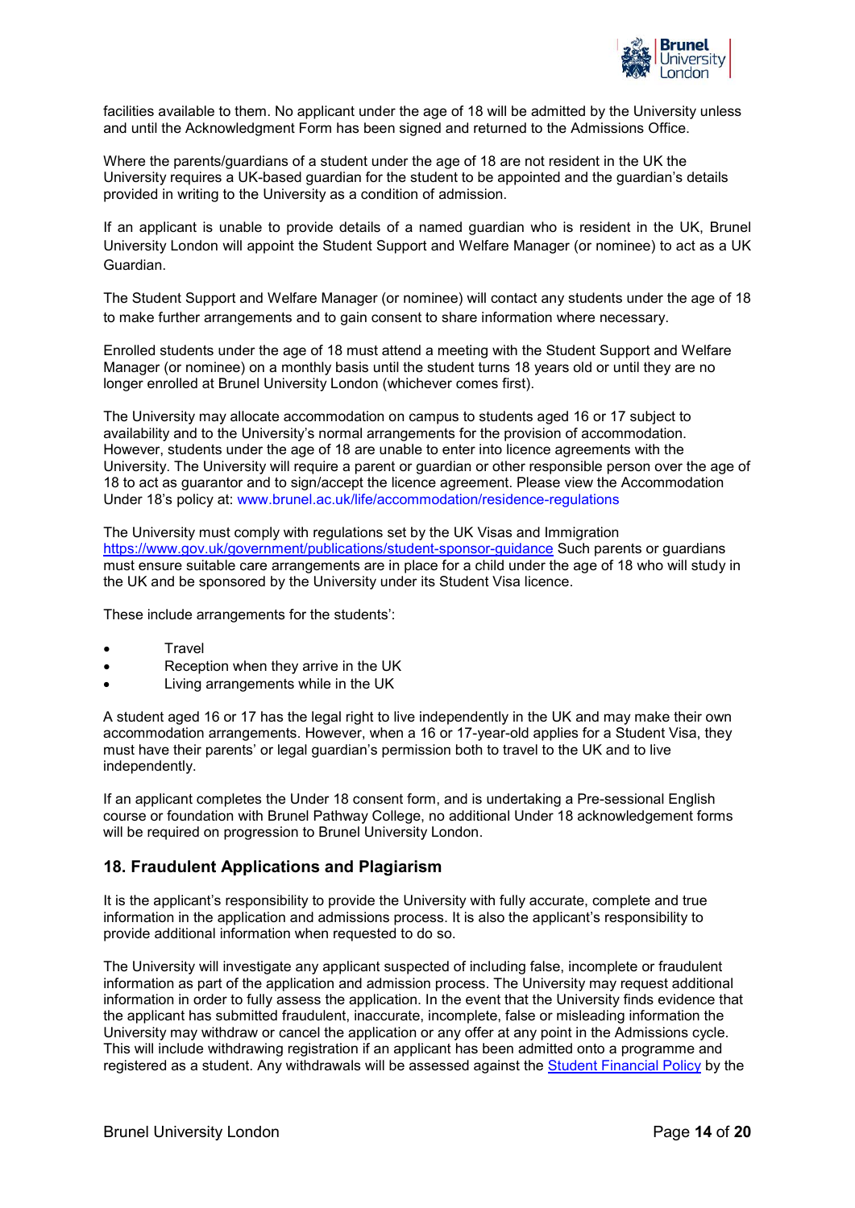facilities available to them. No applicant under the age of 18 will be admitted by the University unless and until the Acknowledgment Form has been signed and returned to the Admissions Office.

Where the parents/guardians of a student under the age of 18 are not resident in the UK the University requires a UK-based guardian for the student to be appointed and the guardian's details provided in writing to the University as a condition of admission.

If an applicant is unable to provide details of a named guardian who is resident in the UK, Brunel University London will appoint the Student Support and Welfare Manager (or nominee) to act as a UK Guardian.

The Student Support and Welfare Manager (or nominee) will contact any students under the age of 18 to make further arrangements and to gain consent to share information where necessary.

Enrolled students under the age of 18 must attend a meeting with the Student Support and Welfare Manager (or nominee) on a monthly basis until the student turns 18 years old or until they are no longer enrolled at Brunel University London (whichever comes first).

The University may allocate accommodation on campus to students aged 16 or 17 subject to availability and to the University's normal arrangements for the provision of accommodation. However, students under the age of 18 are unable to enter into licence agreements with the University. The University will require a parent or guardian or other responsible person over the age of 18 to act as guarantor and to sign/accept the licence agreement. Please view the Accommodation Under 18's policy at: www.brunel.ac.uk/life/accommodation/residence-regulations

The University must comply with regulations set by the UK Visas and Immigration https://www.gov.uk/government/publications/student-sponsor-guidance Such parents or guardians must ensure suitable care arrangements are in place for a child under the age of 18 who will study in the UK and be sponsored by the University under its Student Visa licence.

These include arrangements for the students':

- Travel
- Reception when they arrive in the UK
- Living arrangements while in the UK

A student aged 16 or 17 has the legal right to live independently in the UK and may make their own accommodation arrangements. However, when a 16 or 17-year-old applies for a Student Visa, they must have their parents' or legal guardian's permission both to travel to the UK and to live independently.

If an applicant completes the Under 18 consent form, and is undertaking a Pre-sessional English course or foundation with Brunel Pathway College, no additional Under 18 acknowledgement forms will be required on progression to Brunel University London.

## 18. Fraudulent Applications and Plagiarism

It is the applicant's responsibility to provide the University with fully accurate, complete and true information in the application and admissions process. It is also the applicant's responsibility to provide additional information when requested to do so.

The University will investigate any applicant suspected of including false, incomplete or fraudulent information as part of the application and admission process. The University may request additional information in order to fully assess the application. In the event that the University finds evidence that the applicant has submitted fraudulent, inaccurate, incomplete, false or misleading information the University may withdraw or cancel the application or any offer at any point in the Admissions cycle. This will include withdrawing registration if an applicant has been admitted onto a programme and registered as a student. Any withdrawals will be assessed against the Student Financial Policy by the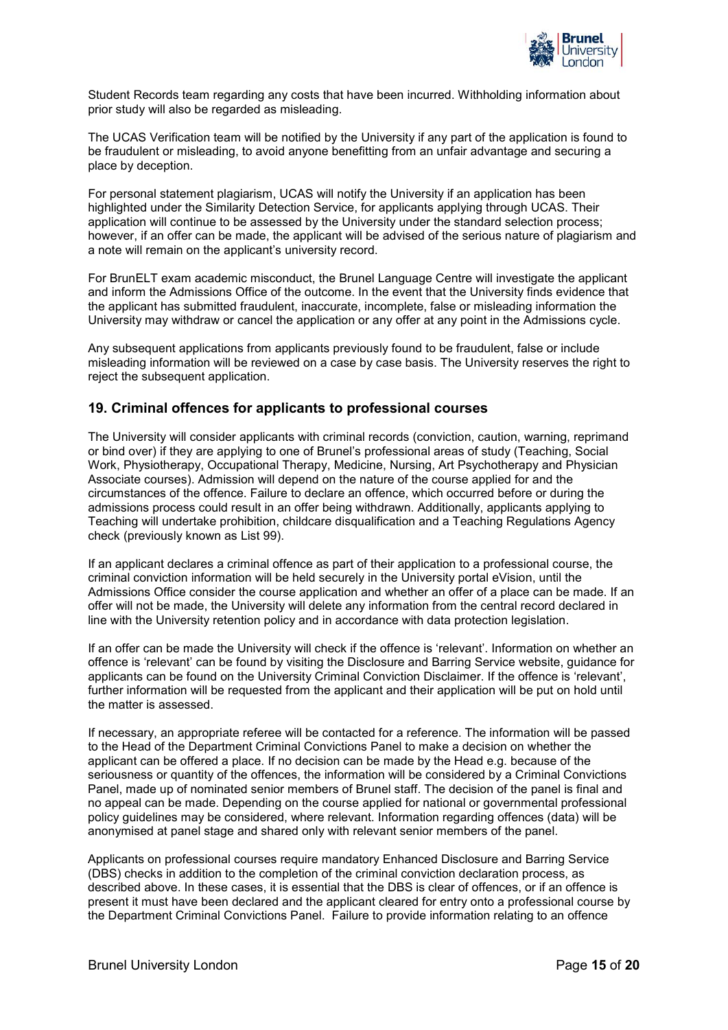Student Records team regarding any costs that have been incurred. Withholding information about prior study will also be regarded as misleading.

The UCAS Verification team will be notified by the University if any part of the application is found to be fraudulent or misleading, to avoid anyone benefitting from an unfair advantage and securing a place by deception.

For personal statement plagiarism, UCAS will notify the University if an application has been highlighted under the Similarity Detection Service, for applicants applying through UCAS. Their application will continue to be assessed by the University under the standard selection process; however, if an offer can be made, the applicant will be advised of the serious nature of plagiarism and a note will remain on the applicant's university record.

For BrunELT exam academic misconduct, the Brunel Language Centre will investigate the applicant and inform the Admissions Office of the outcome. In the event that the University finds evidence that the applicant has submitted fraudulent, inaccurate, incomplete, false or misleading information the University may withdraw or cancel the application or any offer at any point in the Admissions cycle.

Any subsequent applications from applicants previously found to be fraudulent, false or include misleading information will be reviewed on a case by case basis. The University reserves the right to reject the subsequent application.

## 19. Criminal offences for applicants to professional courses

The University will consider applicants with criminal records (conviction, caution, warning, reprimand or bind over) if they are applying to one of Brunel's professional areas of study (Teaching, Social Work, Physiotherapy, Occupational Therapy, Medicine, Nursing, Art Psychotherapy and Physician Associate courses). Admission will depend on the nature of the course applied for and the circumstances of the offence. Failure to declare an offence, which occurred before or during the admissions process could result in an offer being withdrawn. Additionally, applicants applying to Teaching will undertake prohibition, childcare disqualification and a Teaching Regulations Agency check (previously known as List 99).

If an applicant declares a criminal offence as part of their application to a professional course, the criminal conviction information will be held securely in the University portal eVision, until the Admissions Office consider the course application and whether an offer of a place can be made. If an offer will not be made, the University will delete any information from the central record declared in line with the University retention policy and in accordance with data protection legislation.

If an offer can be made the University will check if the offence is 'relevant'. Information on whether an offence is 'relevant' can be found by visiting the Disclosure and Barring Service website, guidance for applicants can be found on the University Criminal Conviction Disclaimer. If the offence is 'relevant', further information will be requested from the applicant and their application will be put on hold until the matter is assessed.

If necessary, an appropriate referee will be contacted for a reference. The information will be passed to the Head of the Department Criminal Convictions Panel to make a decision on whether the applicant can be offered a place. If no decision can be made by the Head e.g. because of the seriousness or quantity of the offences, the information will be considered by a Criminal Convictions Panel, made up of nominated senior members of Brunel staff. The decision of the panel is final and no appeal can be made. Depending on the course applied for national or governmental professional policy guidelines may be considered, where relevant. Information regarding offences (data) will be anonymised at panel stage and shared only with relevant senior members of the panel.

Applicants on professional courses require mandatory Enhanced Disclosure and Barring Service (DBS) checks in addition to the completion of the criminal conviction declaration process, as described above. In these cases, it is essential that the DBS is clear of offences, or if an offence is present it must have been declared and the applicant cleared for entry onto a professional course by the Department Criminal Convictions Panel. Failure to provide information relating to an offence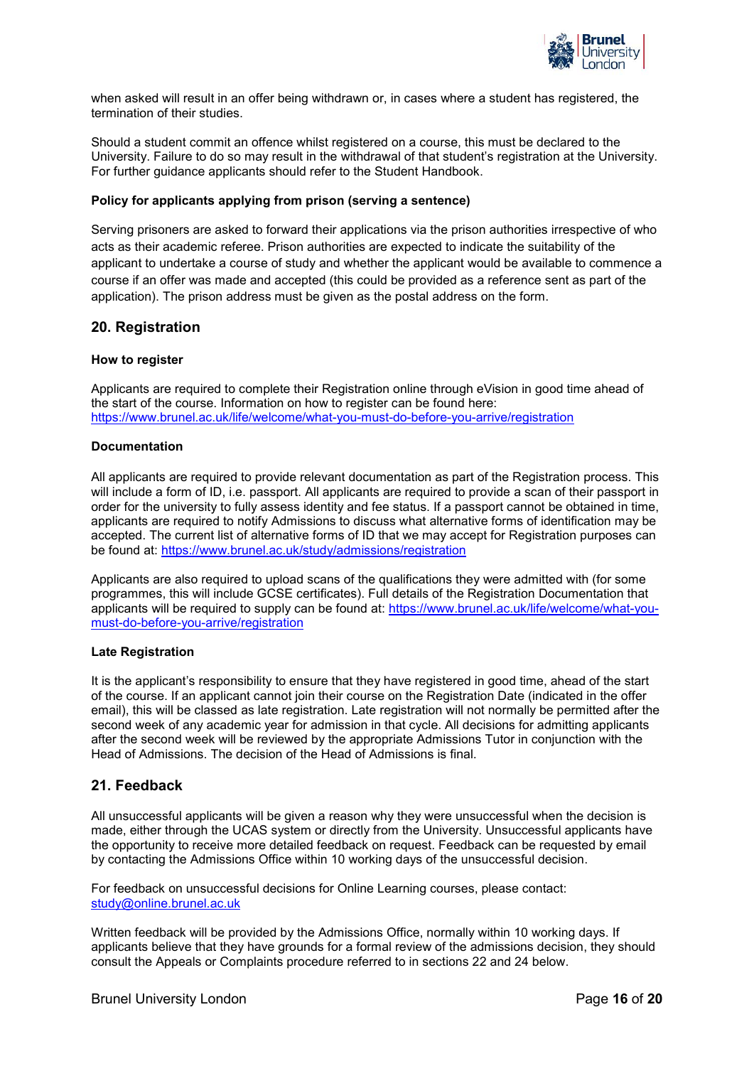when asked will result in an offer being withdrawn or, in cases where a student has registered, the termination of their studies.

Should a student commit an offence whilst registered on a course, this must be declared to the University. Failure to do so may result in the withdrawal of that student's registration at the University. For further guidance applicants should refer to the Student Handbook.

**Policy for applicants applying from prison (serving a sentence)**

Serving prisoners are asked to forward their applications via the prison authorities irrespective of who acts as their academic referee. Prison authorities are expected to indicate the suitability of the applicant to undertake a course of study and whether the applicant would be available to commence a course if an offer was made and accepted (this could be provided as a reference sent as part of the application). The prison address must be given as the postal address on the form.

## 20. Registration

**How to register**

Applicants are required to complete their Registration online through eVision in good time ahead of the start of the course. Information on how to register can be found here: https://www.brunel.ac.uk/life/welcome/what-you-must-do-before-you-arrive/registration

**Documentation**

All applicants are required to provide relevant documentation as part of the Registration process. This will include a form of ID, i.e. passport. All applicants are required to provide a scan of their passport in order for the university to fully assess identity and fee status. If a passport cannot be obtained in time, applicants are required to notify Admissions to discuss what alternative forms of identification may be accepted. The current list of alternative forms of ID that we may accept for Registration purposes can be found at: https://www.brunel.ac.uk/study/admissions/registration

Applicants are also required to upload scans of the qualifications they were admitted with (for some programmes, this will include GCSE certificates). Full details of the Registration Documentation that applicants will be required to supply can be found at: https://www.brunel.ac.uk/life/welcome/what-you-must-do-before-you-arrive/registration

**Late Registration**

It is the applicant's responsibility to ensure that they have registered in good time, ahead of the start of the course. If an applicant cannot join their course on the Registration Date (indicated in the offer email), this will be classed as late registration. Late registration will not normally be permitted after the second week of any academic year for admission in that cycle. All decisions for admitting applicants after the second week will be reviewed by the appropriate Admissions Tutor in conjunction with the Head of Admissions. The decision of the Head of Admissions is final.

## 21. Feedback

All unsuccessful applicants will be given a reason why they were unsuccessful when the decision is made, either through the UCAS system or directly from the University. Unsuccessful applicants have the opportunity to receive more detailed feedback on request. Feedback can be requested by email by contacting the Admissions Office within 10 working days of the unsuccessful decision.

For feedback on unsuccessful decisions for Online Learning courses, please contact: study@online.brunel.ac.uk

Written feedback will be provided by the Admissions Office, normally within 10 working days. If applicants believe that they have grounds for a formal review of the admissions decision, they should consult the Appeals or Complaints procedure referred to in sections 22 and 24 below.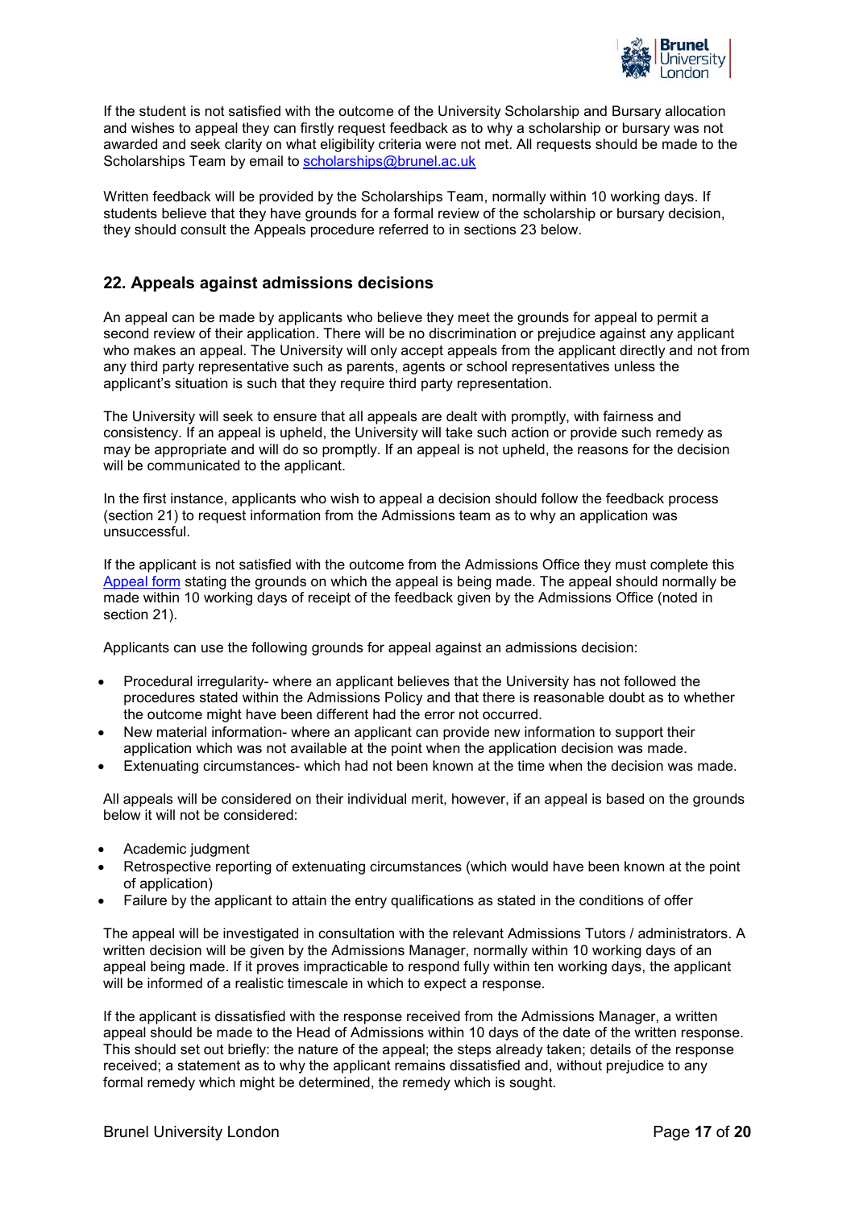If the student is not satisfied with the outcome of the University Scholarship and Bursary allocation and wishes to appeal they can firstly request feedback as to why a scholarship or bursary was not awarded and seek clarity on what eligibility criteria were not met. All requests should be made to the Scholarships Team by email to scholarships@brunel.ac.uk

Written feedback will be provided by the Scholarships Team, normally within 10 working days. If students believe that they have grounds for a formal review of the scholarship or bursary decision, they should consult the Appeals procedure referred to in sections 23 below.

## 22. Appeals against admissions decisions

An appeal can be made by applicants who believe they meet the grounds for appeal to permit a second review of their application. There will be no discrimination or prejudice against any applicant who makes an appeal. The University will only accept appeals from the applicant directly and not from any third party representative such as parents, agents or school representatives unless the applicant's situation is such that they require third party representation.

The University will seek to ensure that all appeals are dealt with promptly, with fairness and consistency. If an appeal is upheld, the University will take such action or provide such remedy as may be appropriate and will do so promptly. If an appeal is not upheld, the reasons for the decision will be communicated to the applicant.

In the first instance, applicants who wish to appeal a decision should follow the feedback process (section 21) to request information from the Admissions team as to why an application was unsuccessful.

If the applicant is not satisfied with the outcome from the Admissions Office they must complete this Appeal form stating the grounds on which the appeal is being made. The appeal should normally be made within 10 working days of receipt of the feedback given by the Admissions Office (noted in section 21).

Applicants can use the following grounds for appeal against an admissions decision:

- Procedural irregularity- where an applicant believes that the University has not followed the procedures stated within the Admissions Policy and that there is reasonable doubt as to whether the outcome might have been different had the error not occurred.
- New material information- where an applicant can provide new information to support their application which was not available at the point when the application decision was made.
- Extenuating circumstances- which had not been known at the time when the decision was made.

All appeals will be considered on their individual merit, however, if an appeal is based on the grounds below it will not be considered:

- Academic judgment
- Retrospective reporting of extenuating circumstances (which would have been known at the point of application)
- Failure by the applicant to attain the entry qualifications as stated in the conditions of offer

The appeal will be investigated in consultation with the relevant Admissions Tutors / administrators. A written decision will be given by the Admissions Manager, normally within 10 working days of an appeal being made. If it proves impracticable to respond fully within ten working days, the applicant will be informed of a realistic timescale in which to expect a response.

If the applicant is dissatisfied with the response received from the Admissions Manager, a written appeal should be made to the Head of Admissions within 10 days of the date of the written response. This should set out briefly: the nature of the appeal; the steps already taken; details of the response received; a statement as to why the applicant remains dissatisfied and, without prejudice to any formal remedy which might be determined, the remedy which is sought.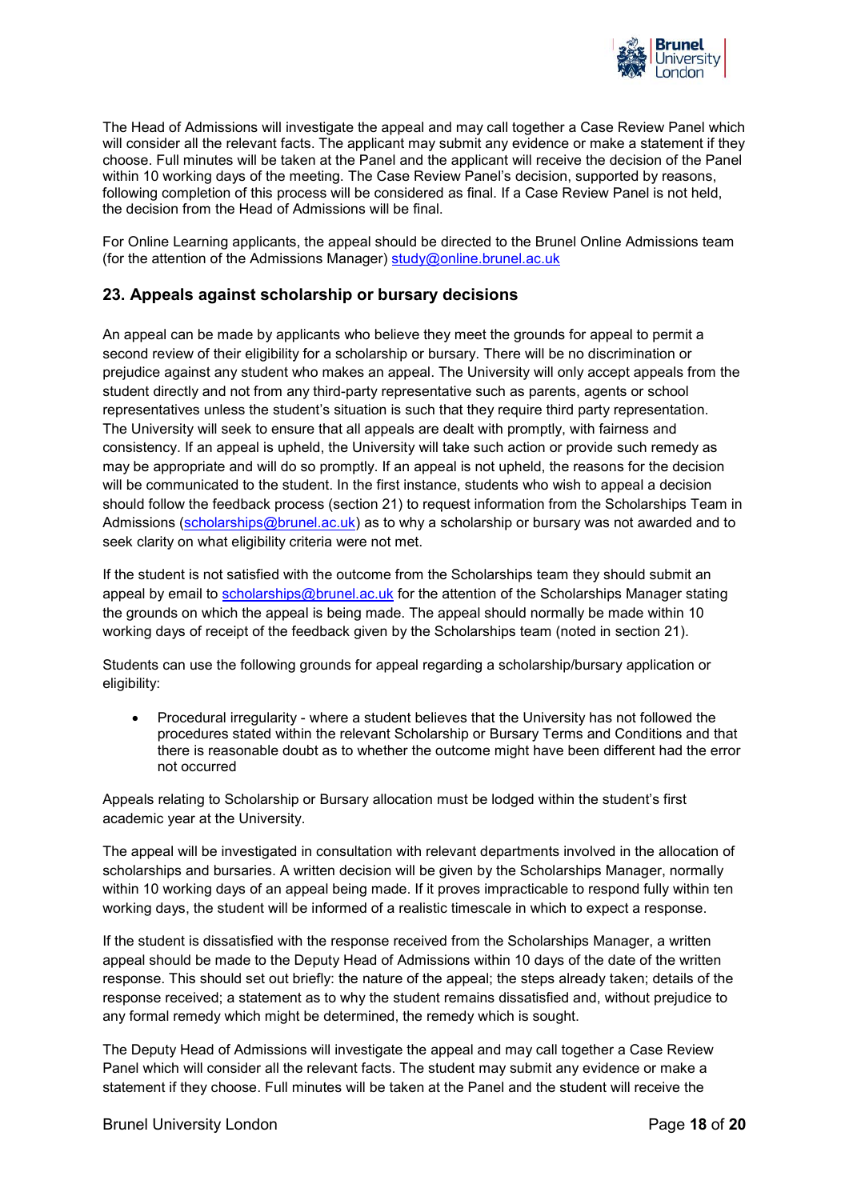The Head of Admissions will investigate the appeal and may call together a Case Review Panel which will consider all the relevant facts. The applicant may submit any evidence or make a statement if they choose. Full minutes will be taken at the Panel and the applicant will receive the decision of the Panel within 10 working days of the meeting. The Case Review Panel's decision, supported by reasons, following completion of this process will be considered as final. If a Case Review Panel is not held, the decision from the Head of Admissions will be final.

For Online Learning applicants, the appeal should be directed to the Brunel Online Admissions team (for the attention of the Admissions Manager) study@online.brunel.ac.uk

## 23. Appeals against scholarship or bursary decisions

An appeal can be made by applicants who believe they meet the grounds for appeal to permit a second review of their eligibility for a scholarship or bursary. There will be no discrimination or prejudice against any student who makes an appeal. The University will only accept appeals from the student directly and not from any third-party representative such as parents, agents or school representatives unless the student's situation is such that they require third party representation. The University will seek to ensure that all appeals are dealt with promptly, with fairness and consistency. If an appeal is upheld, the University will take such action or provide such remedy as may be appropriate and will do so promptly. If an appeal is not upheld, the reasons for the decision will be communicated to the student. In the first instance, students who wish to appeal a decision should follow the feedback process (section 21) to request information from the Scholarships Team in Admissions (scholarships@brunel.ac.uk) as to why a scholarship or bursary was not awarded and to seek clarity on what eligibility criteria were not met.

If the student is not satisfied with the outcome from the Scholarships team they should submit an appeal by email to scholarships@brunel.ac.uk for the attention of the Scholarships Manager stating the grounds on which the appeal is being made. The appeal should normally be made within 10 working days of receipt of the feedback given by the Scholarships team (noted in section 21).

Students can use the following grounds for appeal regarding a scholarship/bursary application or eligibility:

- Procedural irregularity - where a student believes that the University has not followed the procedures stated within the relevant Scholarship or Bursary Terms and Conditions and that there is reasonable doubt as to whether the outcome might have been different had the error not occurred

Appeals relating to Scholarship or Bursary allocation must be lodged within the student's first academic year at the University.

The appeal will be investigated in consultation with relevant departments involved in the allocation of scholarships and bursaries. A written decision will be given by the Scholarships Manager, normally within 10 working days of an appeal being made. If it proves impracticable to respond fully within ten working days, the student will be informed of a realistic timescale in which to expect a response.

If the student is dissatisfied with the response received from the Scholarships Manager, a written appeal should be made to the Deputy Head of Admissions within 10 days of the date of the written response. This should set out briefly: the nature of the appeal; the steps already taken; details of the response received; a statement as to why the student remains dissatisfied and, without prejudice to any formal remedy which might be determined, the remedy which is sought.

The Deputy Head of Admissions will investigate the appeal and may call together a Case Review Panel which will consider all the relevant facts. The student may submit any evidence or make a statement if they choose. Full minutes will be taken at the Panel and the student will receive the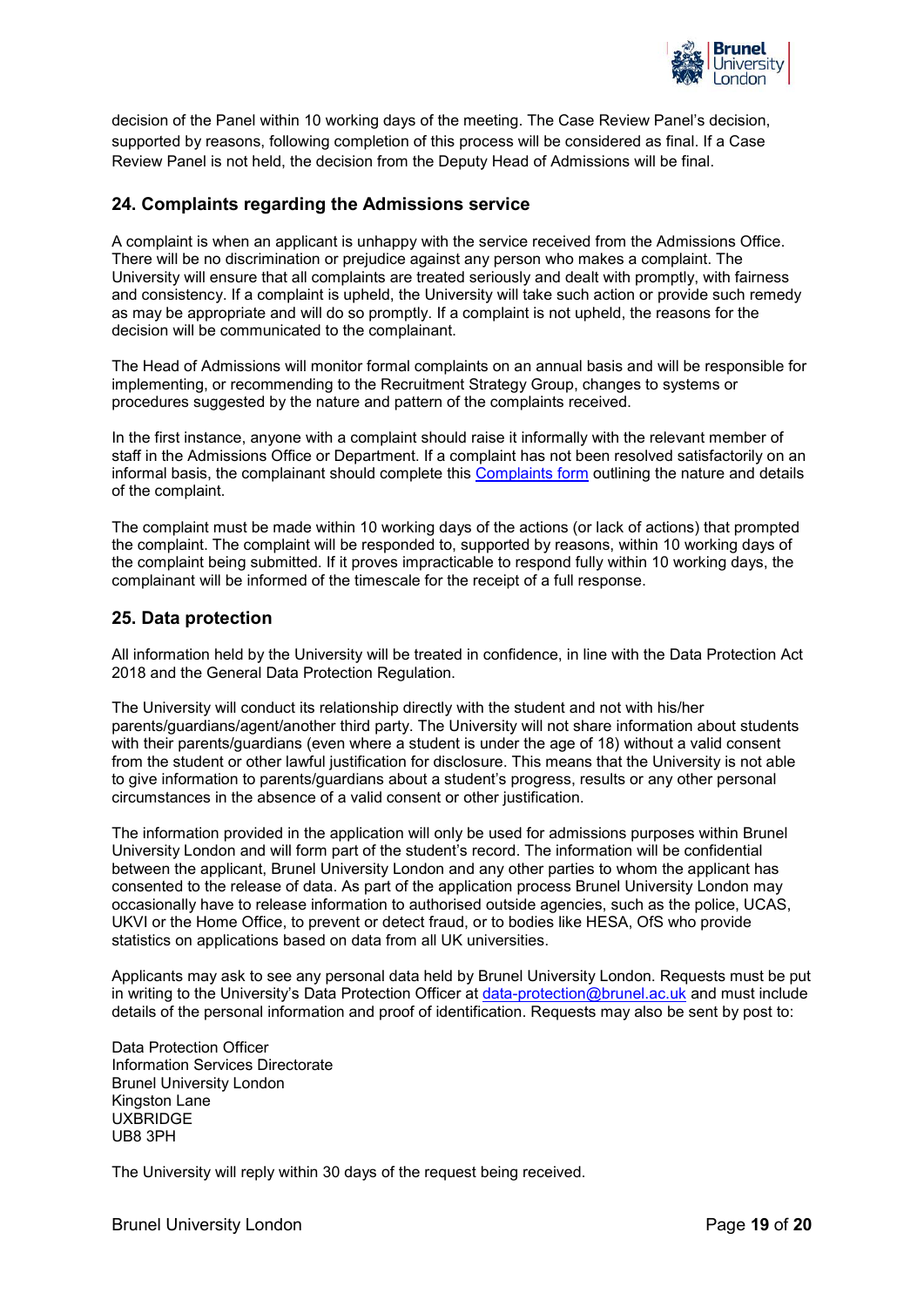decision of the Panel within 10 working days of the meeting. The Case Review Panel's decision, supported by reasons, following completion of this process will be considered as final. If a Case Review Panel is not held, the decision from the Deputy Head of Admissions will be final.

## 24. Complaints regarding the Admissions service

A complaint is when an applicant is unhappy with the service received from the Admissions Office. There will be no discrimination or prejudice against any person who makes a complaint. The University will ensure that all complaints are treated seriously and dealt with promptly, with fairness and consistency. If a complaint is upheld, the University will take such action or provide such remedy as may be appropriate and will do so promptly. If a complaint is not upheld, the reasons for the decision will be communicated to the complainant.

The Head of Admissions will monitor formal complaints on an annual basis and will be responsible for implementing, or recommending to the Recruitment Strategy Group, changes to systems or procedures suggested by the nature and pattern of the complaints received.

In the first instance, anyone with a complaint should raise it informally with the relevant member of staff in the Admissions Office or Department. If a complaint has not been resolved satisfactorily on an informal basis, the complainant should complete this Complaints form outlining the nature and details of the complaint.

The complaint must be made within 10 working days of the actions (or lack of actions) that prompted the complaint. The complaint will be responded to, supported by reasons, within 10 working days of the complaint being submitted. If it proves impracticable to respond fully within 10 working days, the complainant will be informed of the timescale for the receipt of a full response.

## 25. Data protection

All information held by the University will be treated in confidence, in line with the Data Protection Act 2018 and the General Data Protection Regulation.

The University will conduct its relationship directly with the student and not with his/her parents/guardians/agent/another third party. The University will not share information about students with their parents/guardians (even where a student is under the age of 18) without a valid consent from the student or other lawful justification for disclosure. This means that the University is not able to give information to parents/guardians about a student's progress, results or any other personal circumstances in the absence of a valid consent or other justification.

The information provided in the application will only be used for admissions purposes within Brunel University London and will form part of the student's record. The information will be confidential between the applicant, Brunel University London and any other parties to whom the applicant has consented to the release of data. As part of the application process Brunel University London may occasionally have to release information to authorised outside agencies, such as the police, UCAS, UKVI or the Home Office, to prevent or detect fraud, or to bodies like HESA, OfS who provide statistics on applications based on data from all UK universities.

Applicants may ask to see any personal data held by Brunel University London. Requests must be put in writing to the University's Data Protection Officer at data-protection@brunel.ac.uk and must include details of the personal information and proof of identification. Requests may also be sent by post to:

Data Protection Officer  
Information Services Directorate  
Brunel University London  
Kingston Lane  
UXBRIDGE  
UB8 3PH

The University will reply within 30 days of the request being received.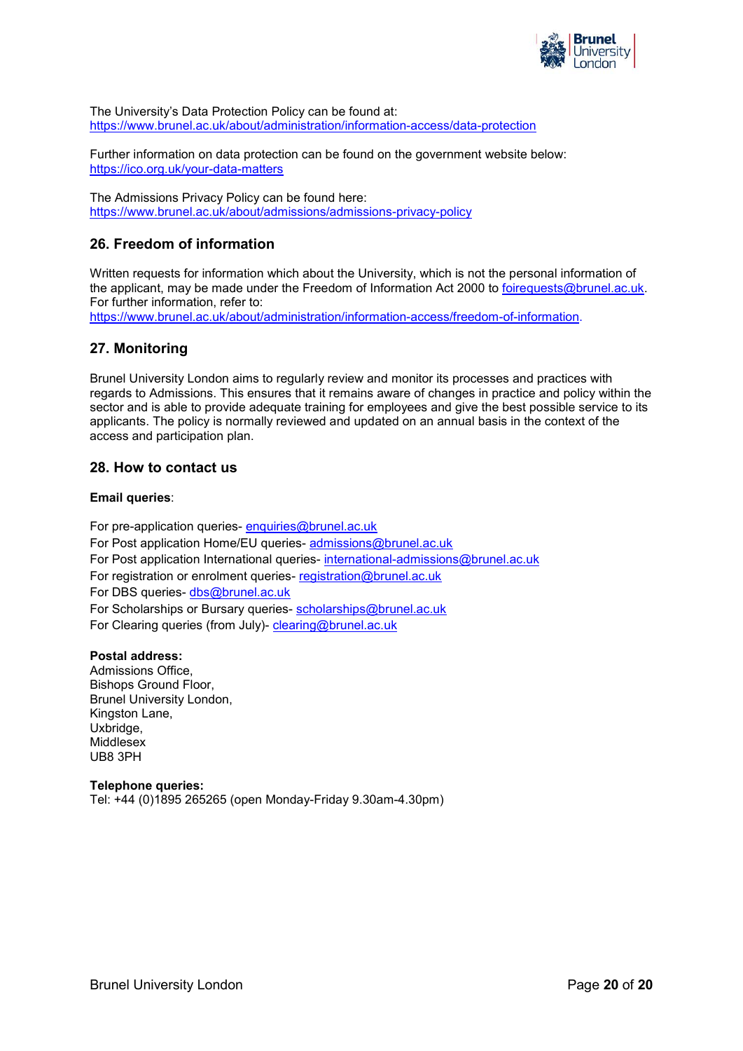The University's Data Protection Policy can be found at:
https://www.brunel.ac.uk/about/administration/information-access/data-protection

Further information on data protection can be found on the government website below:
https://ico.org.uk/your-data-matters

The Admissions Privacy Policy can be found here:
https://www.brunel.ac.uk/about/admissions/admissions-privacy-policy

## 26. Freedom of information

Written requests for information which about the University, which is not the personal information of the applicant, may be made under the Freedom of Information Act 2000 to foirequests@brunel.ac.uk. For further information, refer to:
https://www.brunel.ac.uk/about/administration/information-access/freedom-of-information.

## 27. Monitoring

Brunel University London aims to regularly review and monitor its processes and practices with regards to Admissions. This ensures that it remains aware of changes in practice and policy within the sector and is able to provide adequate training for employees and give the best possible service to its applicants. The policy is normally reviewed and updated on an annual basis in the context of the access and participation plan.

## 28. How to contact us

**Email queries**:

For pre-application queries- enquiries@brunel.ac.uk
For Post application Home/EU queries- admissions@brunel.ac.uk
For Post application International queries- international-admissions@brunel.ac.uk
For registration or enrolment queries- registration@brunel.ac.uk
For DBS queries- dbs@brunel.ac.uk
For Scholarships or Bursary queries- scholarships@brunel.ac.uk
For Clearing queries (from July)- clearing@brunel.ac.uk

**Postal address:**
Admissions Office,
Bishops Ground Floor,
Brunel University London,
Kingston Lane,
Uxbridge,
Middlesex
UB8 3PH

**Telephone queries:**
Tel: +44 (0)1895 265265 (open Monday-Friday 9.30am-4.30pm)